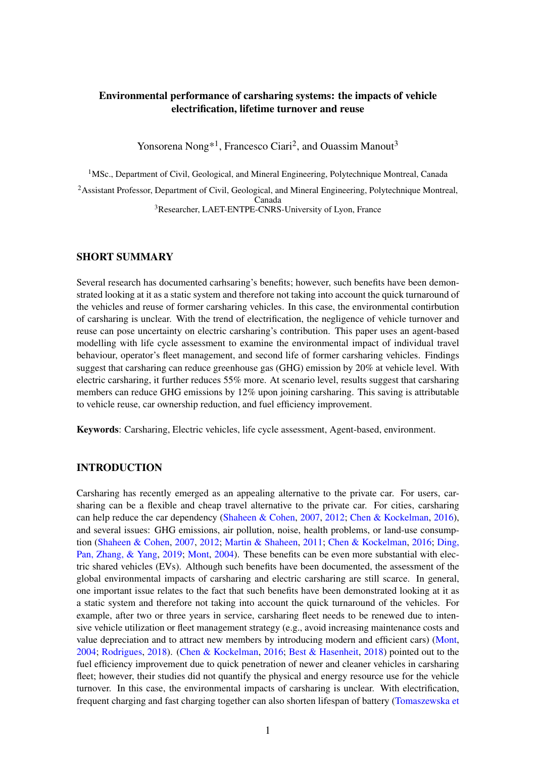# Environmental performance of carsharing systems: the impacts of vehicle electrification, lifetime turnover and reuse

Yonsorena Nong*[1], Francesco Ciari[2], and Ouassim Manout[3]

[1]MSc., Department of Civil, Geological, and Mineral Engineering, Polytechnique Montreal, Canada

[2]Assistant Professor, Department of Civil, Geological, and Mineral Engineering, Polytechnique Montreal, Canada

[3]Researcher, LAET-ENTPE-CNRS-University of Lyon, France

## SHORT SUMMARY

Several research has documented carhsaring's benefits; however, such benefits have been demonstrated looking at it as a static system and therefore not taking into account the quick turnaround of the vehicles and reuse of former carsharing vehicles. In this case, the environmental contirbution of carsharing is unclear. With the trend of electrification, the negligence of vehicle turnover and reuse can pose uncertainty on electric carsharing's contribution. This paper uses an agent-based modelling with life cycle assessment to examine the environmental impact of individual travel behaviour, operator's fleet management, and second life of former carsharing vehicles. Findings suggest that carsharing can reduce greenhouse gas (GHG) emission by 20% at vehicle level. With electric carsharing, it further reduces 55% more. At scenario level, results suggest that carsharing members can reduce GHG emissions by 12% upon joining carsharing. This saving is attributable to vehicle reuse, car ownership reduction, and fuel efficiency improvement.

**Keywords**: Carsharing, Electric vehicles, life cycle assessment, Agent-based, environment.

## INTRODUCTION

Carsharing has recently emerged as an appealing alternative to the private car. For users, carsharing can be a flexible and cheap travel alternative to the private car. For cities, carsharing can help reduce the car dependency (Shaheen & Cohen, 2007, 2012; Chen & Kockelman, 2016), and several issues: GHG emissions, air pollution, noise, health problems, or land-use consumption (Shaheen & Cohen, 2007, 2012; Martin & Shaheen, 2011; Chen & Kockelman, 2016; Ding, Pan, Zhang, & Yang, 2019; Mont, 2004). These benefits can be even more substantial with electric shared vehicles (EVs). Although such benefits have been documented, the assessment of the global environmental impacts of carsharing and electric carsharing are still scarce. In general, one important issue relates to the fact that such benefits have been demonstrated looking at it as a static system and therefore not taking into account the quick turnaround of the vehicles. For example, after two or three years in service, carsharing fleet needs to be renewed due to intensive vehicle utilization or fleet management strategy (e.g., avoid increasing maintenance costs and value depreciation and to attract new members by introducing modern and efficient cars) (Mont, 2004; Rodrigues, 2018). (Chen & Kockelman, 2016; Best & Hasenheit, 2018) pointed out to the fuel efficiency improvement due to quick penetration of newer and cleaner vehicles in carsharing fleet; however, their studies did not quantify the physical and energy resource use for the vehicle turnover. In this case, the environmental impacts of carsharing is unclear. With electrification, frequent charging and fast charging together can also shorten lifespan of battery (Tomaszewska et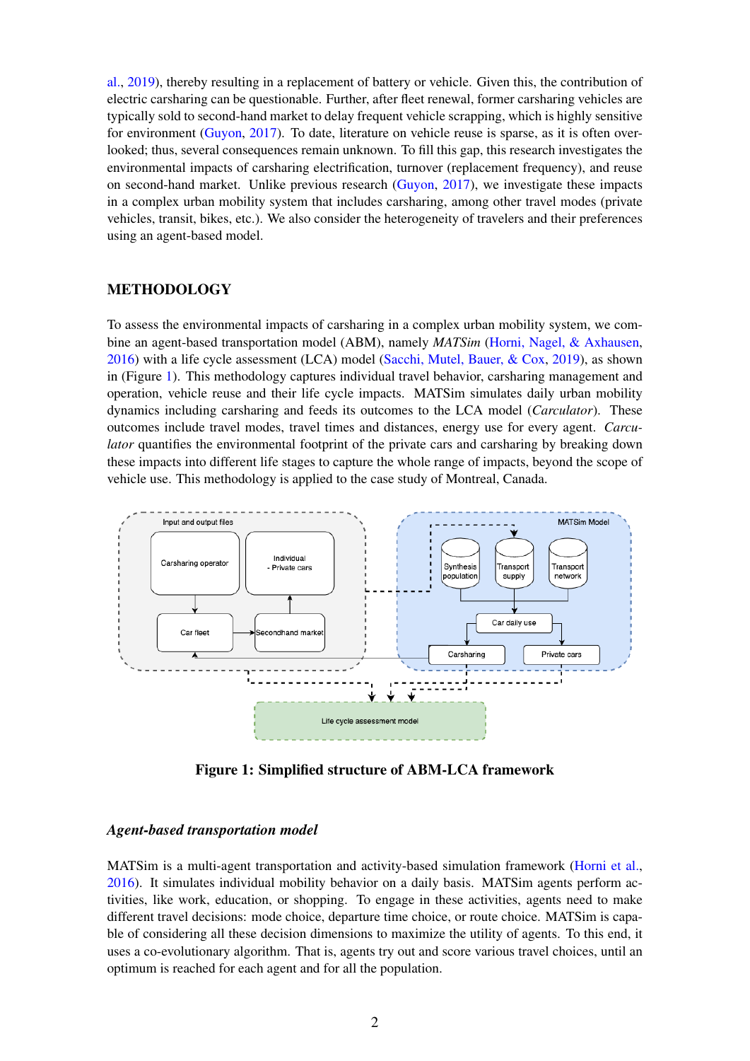al., 2019), thereby resulting in a replacement of battery or vehicle. Given this, the contribution of electric carsharing can be questionable. Further, after fleet renewal, former carsharing vehicles are typically sold to second-hand market to delay frequent vehicle scrapping, which is highly sensitive for environment (Guyon, 2017). To date, literature on vehicle reuse is sparse, as it is often overlooked; thus, several consequences remain unknown. To fill this gap, this research investigates the environmental impacts of carsharing electrification, turnover (replacement frequency), and reuse on second-hand market. Unlike previous research (Guyon, 2017), we investigate these impacts in a complex urban mobility system that includes carsharing, among other travel modes (private vehicles, transit, bikes, etc.). We also consider the heterogeneity of travelers and their preferences using an agent-based model.

## METHODOLOGY

To assess the environmental impacts of carsharing in a complex urban mobility system, we combine an agent-based transportation model (ABM), namely *MATSim* (Horni, Nagel, & Axhausen, 2016) with a life cycle assessment (LCA) model (Sacchi, Mutel, Bauer, & Cox, 2019), as shown in (Figure 1). This methodology captures individual travel behavior, carsharing management and operation, vehicle reuse and their life cycle impacts. MATSim simulates daily urban mobility dynamics including carsharing and feeds its outcomes to the LCA model (*Carculator*). These outcomes include travel modes, travel times and distances, energy use for every agent. *Carculator* quantifies the environmental footprint of the private cars and carsharing by breaking down these impacts into different life stages to capture the whole range of impacts, beyond the scope of vehicle use. This methodology is applied to the case study of Montreal, Canada.

**Figure 1: Simplified structure of ABM-LCA framework**

### *Agent-based transportation model*

MATSim is a multi-agent transportation and activity-based simulation framework (Horni et al., 2016). It simulates individual mobility behavior on a daily basis. MATSim agents perform activities, like work, education, or shopping. To engage in these activities, agents need to make different travel decisions: mode choice, departure time choice, or route choice. MATSim is capable of considering all these decision dimensions to maximize the utility of agents. To this end, it uses a co-evolutionary algorithm. That is, agents try out and score various travel choices, until an optimum is reached for each agent and for all the population.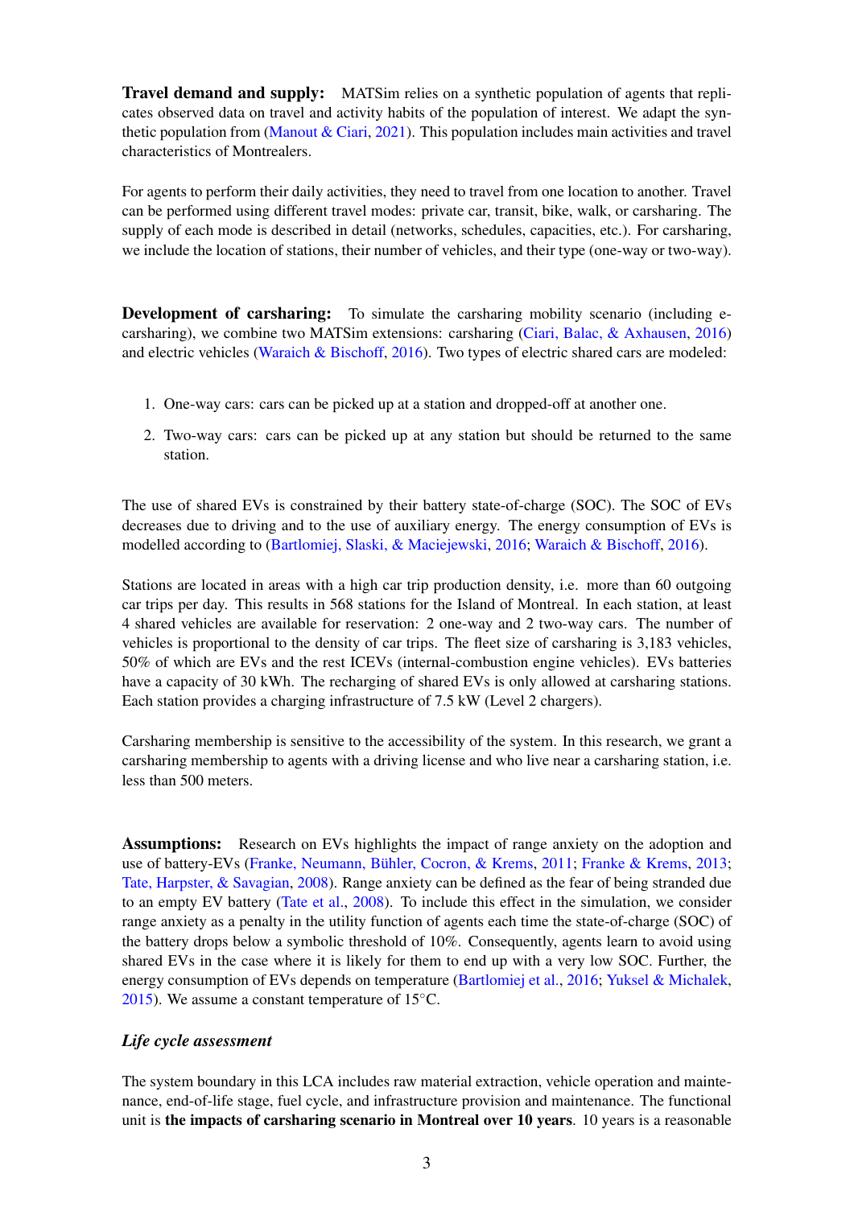**Travel demand and supply:** MATSim relies on a synthetic population of agents that replicates observed data on travel and activity habits of the population of interest. We adapt the synthetic population from (Manout & Ciari, 2021). This population includes main activities and travel characteristics of Montrealers.

For agents to perform their daily activities, they need to travel from one location to another. Travel can be performed using different travel modes: private car, transit, bike, walk, or carsharing. The supply of each mode is described in detail (networks, schedules, capacities, etc.). For carsharing, we include the location of stations, their number of vehicles, and their type (one-way or two-way).

**Development of carsharing:** To simulate the carsharing mobility scenario (including e-carsharing), we combine two MATSim extensions: carsharing (Ciari, Balac, & Axhausen, 2016) and electric vehicles (Waraich & Bischoff, 2016). Two types of electric shared cars are modeled:

1. One-way cars: cars can be picked up at a station and dropped-off at another one.
2. Two-way cars: cars can be picked up at any station but should be returned to the same station.

The use of shared EVs is constrained by their battery state-of-charge (SOC). The SOC of EVs decreases due to driving and to the use of auxiliary energy. The energy consumption of EVs is modelled according to (Bartlomiej, Slaski, & Maciejewski, 2016; Waraich & Bischoff, 2016).

Stations are located in areas with a high car trip production density, i.e. more than 60 outgoing car trips per day. This results in 568 stations for the Island of Montreal. In each station, at least 4 shared vehicles are available for reservation: 2 one-way and 2 two-way cars. The number of vehicles is proportional to the density of car trips. The fleet size of carsharing is 3,183 vehicles, 50% of which are EVs and the rest ICEVs (internal-combustion engine vehicles). EVs batteries have a capacity of 30 kWh. The recharging of shared EVs is only allowed at carsharing stations. Each station provides a charging infrastructure of 7.5 kW (Level 2 chargers).

Carsharing membership is sensitive to the accessibility of the system. In this research, we grant a carsharing membership to agents with a driving license and who live near a carsharing station, i.e. less than 500 meters.

**Assumptions:** Research on EVs highlights the impact of range anxiety on the adoption and use of battery-EVs (Franke, Neumann, Bühler, Cocron, & Krems, 2011; Franke & Krems, 2013; Tate, Harpster, & Savagian, 2008). Range anxiety can be defined as the fear of being stranded due to an empty EV battery (Tate et al., 2008). To include this effect in the simulation, we consider range anxiety as a penalty in the utility function of agents each time the state-of-charge (SOC) of the battery drops below a symbolic threshold of 10%. Consequently, agents learn to avoid using shared EVs in the case where it is likely for them to end up with a very low SOC. Further, the energy consumption of EVs depends on temperature (Bartlomiej et al., 2016; Yuksel & Michalek, 2015). We assume a constant temperature of 15°C.

### *Life cycle assessment*

The system boundary in this LCA includes raw material extraction, vehicle operation and maintenance, end-of-life stage, fuel cycle, and infrastructure provision and maintenance. The functional unit is **the impacts of carsharing scenario in Montreal over 10 years**. 10 years is a reasonable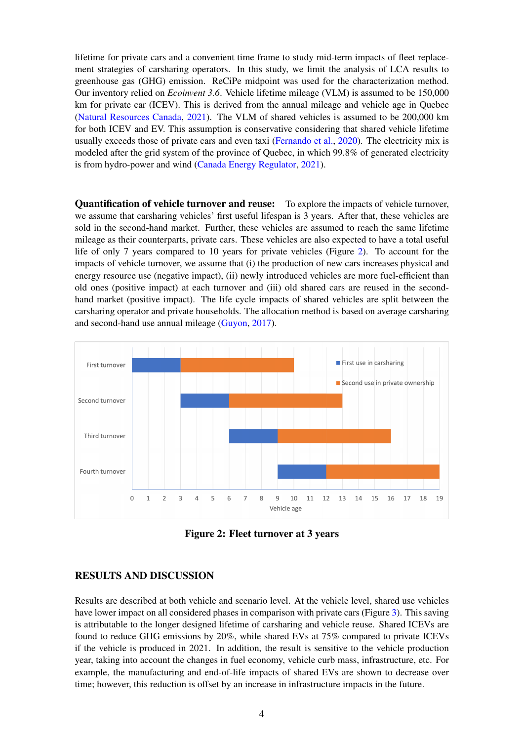lifetime for private cars and a convenient time frame to study mid-term impacts of fleet replacement strategies of carsharing operators. In this study, we limit the analysis of LCA results to greenhouse gas (GHG) emission. ReCiPe midpoint was used for the characterization method. Our inventory relied on *Ecoinvent 3.6*. Vehicle lifetime mileage (VLM) is assumed to be 150,000 km for private car (ICEV). This is derived from the annual mileage and vehicle age in Quebec (Natural Resources Canada, 2021). The VLM of shared vehicles is assumed to be 200,000 km for both ICEV and EV. This assumption is conservative considering that shared vehicle lifetime usually exceeds those of private cars and even taxi (Fernando et al., 2020). The electricity mix is modeled after the grid system of the province of Quebec, in which 99.8% of generated electricity is from hydro-power and wind (Canada Energy Regulator, 2021).

**Quantification of vehicle turnover and reuse:** To explore the impacts of vehicle turnover, we assume that carsharing vehicles' first useful lifespan is 3 years. After that, these vehicles are sold in the second-hand market. Further, these vehicles are assumed to reach the same lifetime mileage as their counterparts, private cars. These vehicles are also expected to have a total useful life of only 7 years compared to 10 years for private vehicles (Figure 2). To account for the impacts of vehicle turnover, we assume that (i) the production of new cars increases physical and energy resource use (negative impact), (ii) newly introduced vehicles are more fuel-efficient than old ones (positive impact) at each turnover and (iii) old shared cars are reused in the second-hand market (positive impact). The life cycle impacts of shared vehicles are split between the carsharing operator and private households. The allocation method is based on average carsharing and second-hand use annual mileage (Guyon, 2017).

**Figure 2: Fleet turnover at 3 years**

## RESULTS AND DISCUSSION

Results are described at both vehicle and scenario level. At the vehicle level, shared use vehicles have lower impact on all considered phases in comparison with private cars (Figure 3). This saving is attributable to the longer designed lifetime of carsharing and vehicle reuse. Shared ICEVs are found to reduce GHG emissions by 20%, while shared EVs at 75% compared to private ICEVs if the vehicle is produced in 2021. In addition, the result is sensitive to the vehicle production year, taking into account the changes in fuel economy, vehicle curb mass, infrastructure, etc. For example, the manufacturing and end-of-life impacts of shared EVs are shown to decrease over time; however, this reduction is offset by an increase in infrastructure impacts in the future.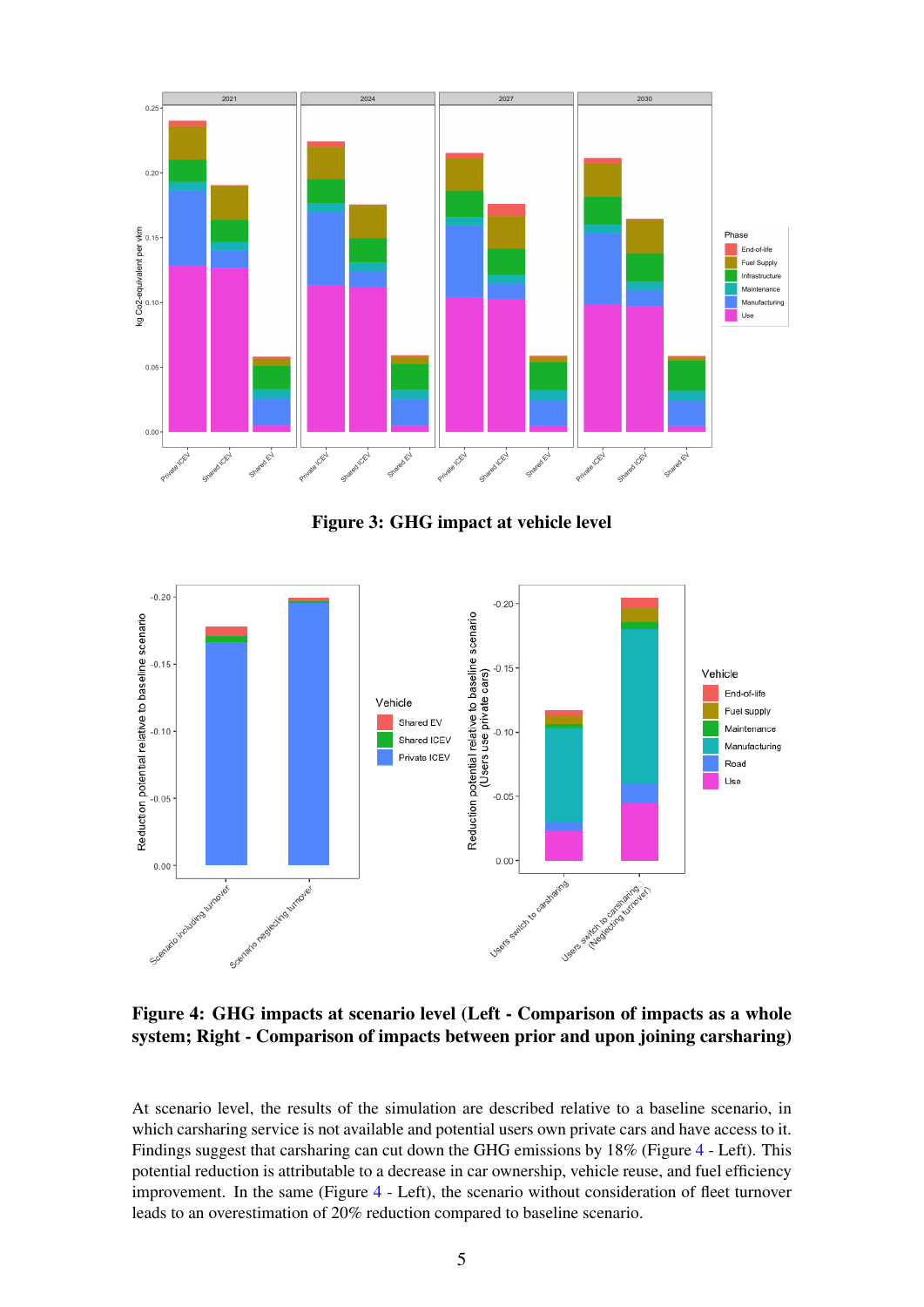**Figure 3: GHG impact at vehicle level**

**Figure 4: GHG impacts at scenario level (Left - Comparison of impacts as a whole system; Right - Comparison of impacts between prior and upon joining carsharing)**

At scenario level, the results of the simulation are described relative to a baseline scenario, in which carsharing service is not available and potential users own private cars and have access to it. Findings suggest that carsharing can cut down the GHG emissions by 18% (Figure 4 - Left). This potential reduction is attributable to a decrease in car ownership, vehicle reuse, and fuel efficiency improvement. In the same (Figure 4 - Left), the scenario without consideration of fleet turnover leads to an overestimation of 20% reduction compared to baseline scenario.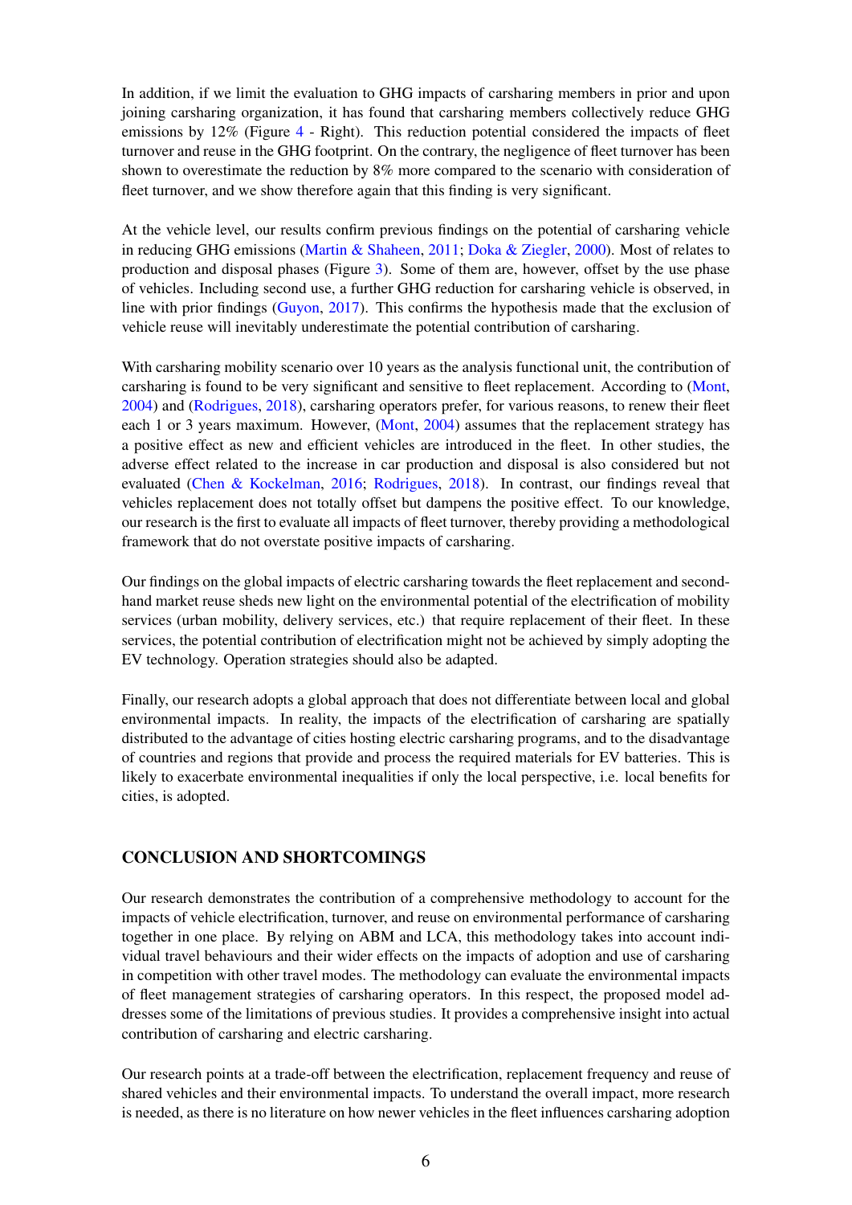In addition, if we limit the evaluation to GHG impacts of carsharing members in prior and upon joining carsharing organization, it has found that carsharing members collectively reduce GHG emissions by 12% (Figure 4 - Right). This reduction potential considered the impacts of fleet turnover and reuse in the GHG footprint. On the contrary, the negligence of fleet turnover has been shown to overestimate the reduction by 8% more compared to the scenario with consideration of fleet turnover, and we show therefore again that this finding is very significant.

At the vehicle level, our results confirm previous findings on the potential of carsharing vehicle in reducing GHG emissions (Martin & Shaheen, 2011; Doka & Ziegler, 2000). Most of relates to production and disposal phases (Figure 3). Some of them are, however, offset by the use phase of vehicles. Including second use, a further GHG reduction for carsharing vehicle is observed, in line with prior findings (Guyon, 2017). This confirms the hypothesis made that the exclusion of vehicle reuse will inevitably underestimate the potential contribution of carsharing.

With carsharing mobility scenario over 10 years as the analysis functional unit, the contribution of carsharing is found to be very significant and sensitive to fleet replacement. According to (Mont, 2004) and (Rodrigues, 2018), carsharing operators prefer, for various reasons, to renew their fleet each 1 or 3 years maximum. However, (Mont, 2004) assumes that the replacement strategy has a positive effect as new and efficient vehicles are introduced in the fleet. In other studies, the adverse effect related to the increase in car production and disposal is also considered but not evaluated (Chen & Kockelman, 2016; Rodrigues, 2018). In contrast, our findings reveal that vehicles replacement does not totally offset but dampens the positive effect. To our knowledge, our research is the first to evaluate all impacts of fleet turnover, thereby providing a methodological framework that do not overstate positive impacts of carsharing.

Our findings on the global impacts of electric carsharing towards the fleet replacement and second-hand market reuse sheds new light on the environmental potential of the electrification of mobility services (urban mobility, delivery services, etc.) that require replacement of their fleet. In these services, the potential contribution of electrification might not be achieved by simply adopting the EV technology. Operation strategies should also be adapted.

Finally, our research adopts a global approach that does not differentiate between local and global environmental impacts. In reality, the impacts of the electrification of carsharing are spatially distributed to the advantage of cities hosting electric carsharing programs, and to the disadvantage of countries and regions that provide and process the required materials for EV batteries. This is likely to exacerbate environmental inequalities if only the local perspective, i.e. local benefits for cities, is adopted.

## CONCLUSION AND SHORTCOMINGS

Our research demonstrates the contribution of a comprehensive methodology to account for the impacts of vehicle electrification, turnover, and reuse on environmental performance of carsharing together in one place. By relying on ABM and LCA, this methodology takes into account individual travel behaviours and their wider effects on the impacts of adoption and use of carsharing in competition with other travel modes. The methodology can evaluate the environmental impacts of fleet management strategies of carsharing operators. In this respect, the proposed model addresses some of the limitations of previous studies. It provides a comprehensive insight into actual contribution of carsharing and electric carsharing.

Our research points at a trade-off between the electrification, replacement frequency and reuse of shared vehicles and their environmental impacts. To understand the overall impact, more research is needed, as there is no literature on how newer vehicles in the fleet influences carsharing adoption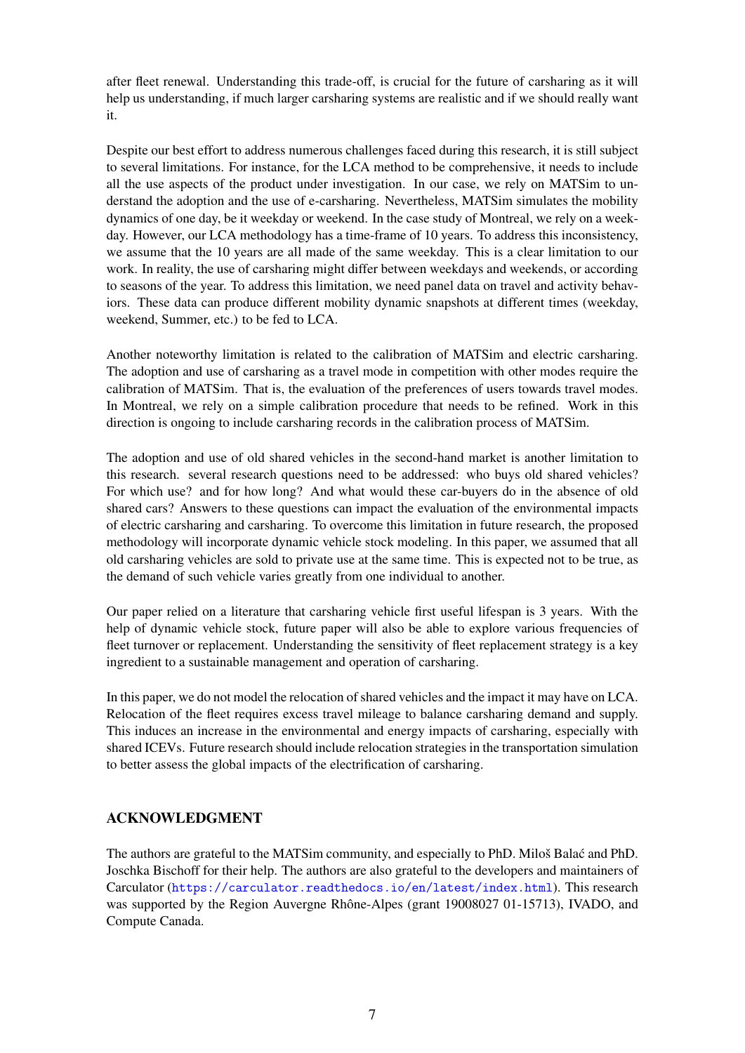after fleet renewal. Understanding this trade-off, is crucial for the future of carsharing as it will help us understanding, if much larger carsharing systems are realistic and if we should really want it.

Despite our best effort to address numerous challenges faced during this research, it is still subject to several limitations. For instance, for the LCA method to be comprehensive, it needs to include all the use aspects of the product under investigation. In our case, we rely on MATSim to understand the adoption and the use of e-carsharing. Nevertheless, MATSim simulates the mobility dynamics of one day, be it weekday or weekend. In the case study of Montreal, we rely on a weekday. However, our LCA methodology has a time-frame of 10 years. To address this inconsistency, we assume that the 10 years are all made of the same weekday. This is a clear limitation to our work. In reality, the use of carsharing might differ between weekdays and weekends, or according to seasons of the year. To address this limitation, we need panel data on travel and activity behaviors. These data can produce different mobility dynamic snapshots at different times (weekday, weekend, Summer, etc.) to be fed to LCA.

Another noteworthy limitation is related to the calibration of MATSim and electric carsharing. The adoption and use of carsharing as a travel mode in competition with other modes require the calibration of MATSim. That is, the evaluation of the preferences of users towards travel modes. In Montreal, we rely on a simple calibration procedure that needs to be refined. Work in this direction is ongoing to include carsharing records in the calibration process of MATSim.

The adoption and use of old shared vehicles in the second-hand market is another limitation to this research. several research questions need to be addressed: who buys old shared vehicles? For which use? and for how long? And what would these car-buyers do in the absence of old shared cars? Answers to these questions can impact the evaluation of the environmental impacts of electric carsharing and carsharing. To overcome this limitation in future research, the proposed methodology will incorporate dynamic vehicle stock modeling. In this paper, we assumed that all old carsharing vehicles are sold to private use at the same time. This is expected not to be true, as the demand of such vehicle varies greatly from one individual to another.

Our paper relied on a literature that carsharing vehicle first useful lifespan is 3 years. With the help of dynamic vehicle stock, future paper will also be able to explore various frequencies of fleet turnover or replacement. Understanding the sensitivity of fleet replacement strategy is a key ingredient to a sustainable management and operation of carsharing.

In this paper, we do not model the relocation of shared vehicles and the impact it may have on LCA. Relocation of the fleet requires excess travel mileage to balance carsharing demand and supply. This induces an increase in the environmental and energy impacts of carsharing, especially with shared ICEVs. Future research should include relocation strategies in the transportation simulation to better assess the global impacts of the electrification of carsharing.

## ACKNOWLEDGMENT

The authors are grateful to the MATSim community, and especially to PhD. Miloš Balać and PhD. Joschka Bischoff for their help. The authors are also grateful to the developers and maintainers of Carculator (https://carculator.readthedocs.io/en/latest/index.html). This research was supported by the Region Auvergne Rhône-Alpes (grant 19008027 01-15713), IVADO, and Compute Canada.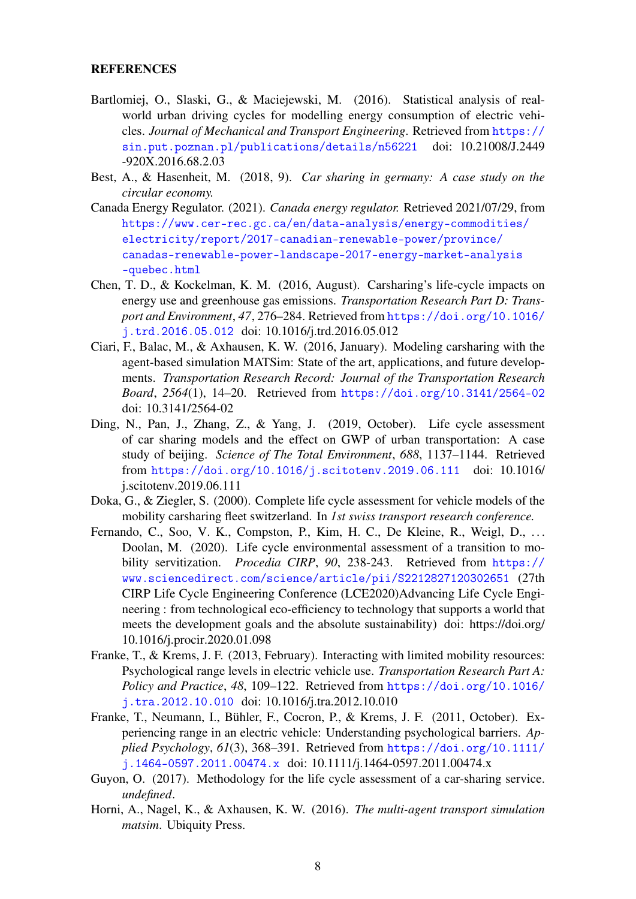## REFERENCES

Bartlomiej, O., Slaski, G., & Maciejewski, M. (2016). Statistical analysis of real-world urban driving cycles for modelling energy consumption of electric vehicles. *Journal of Mechanical and Transport Engineering*. Retrieved from https://sin.put.poznan.pl/publications/details/n56221 doi: 10.21008/J.2449-920X.2016.68.2.03

Best, A., & Hasenheit, M. (2018, 9). *Car sharing in germany: A case study on the circular economy.*

Canada Energy Regulator. (2021). *Canada energy regulator.* Retrieved 2021/07/29, from https://www.cer-rec.gc.ca/en/data-analysis/energy-commodities/electricity/report/2017-canadian-renewable-power/province/canadas-renewable-power-landscape-2017-energy-market-analysis-quebec.html

Chen, T. D., & Kockelman, K. M. (2016, August). Carsharing's life-cycle impacts on energy use and greenhouse gas emissions. *Transportation Research Part D: Transport and Environment*, *47*, 276–284. Retrieved from https://doi.org/10.1016/j.trd.2016.05.012 doi: 10.1016/j.trd.2016.05.012

Ciari, F., Balac, M., & Axhausen, K. W. (2016, January). Modeling carsharing with the agent-based simulation MATSim: State of the art, applications, and future developments. *Transportation Research Record: Journal of the Transportation Research Board*, *2564*(1), 14–20. Retrieved from https://doi.org/10.3141/2564-02 doi: 10.3141/2564-02

Ding, N., Pan, J., Zhang, Z., & Yang, J. (2019, October). Life cycle assessment of car sharing models and the effect on GWP of urban transportation: A case study of beijing. *Science of The Total Environment*, *688*, 1137–1144. Retrieved from https://doi.org/10.1016/j.scitotenv.2019.06.111 doi: 10.1016/j.scitotenv.2019.06.111

Doka, G., & Ziegler, S. (2000). Complete life cycle assessment for vehicle models of the mobility carsharing fleet switzerland. In *1st swiss transport research conference.*

Fernando, C., Soo, V. K., Compston, P., Kim, H. C., De Kleine, R., Weigl, D., ... Doolan, M. (2020). Life cycle environmental assessment of a transition to mobility servitization. *Procedia CIRP*, *90*, 238-243. Retrieved from https://www.sciencedirect.com/science/article/pii/S2212827120302651 (27th CIRP Life Cycle Engineering Conference (LCE2020)Advancing Life Cycle Engineering : from technological eco-efficiency to technology that supports a world that meets the development goals and the absolute sustainability) doi: https://doi.org/10.1016/j.procir.2020.01.098

Franke, T., & Krems, J. F. (2013, February). Interacting with limited mobility resources: Psychological range levels in electric vehicle use. *Transportation Research Part A: Policy and Practice*, *48*, 109–122. Retrieved from https://doi.org/10.1016/j.tra.2012.10.010 doi: 10.1016/j.tra.2012.10.010

Franke, T., Neumann, I., Bühler, F., Cocron, P., & Krems, J. F. (2011, October). Experiencing range in an electric vehicle: Understanding psychological barriers. *Applied Psychology*, *61*(3), 368–391. Retrieved from https://doi.org/10.1111/j.1464-0597.2011.00474.x doi: 10.1111/j.1464-0597.2011.00474.x

Guyon, O. (2017). Methodology for the life cycle assessment of a car-sharing service. *undefined*.

Horni, A., Nagel, K., & Axhausen, K. W. (2016). *The multi-agent transport simulation matsim.* Ubiquity Press.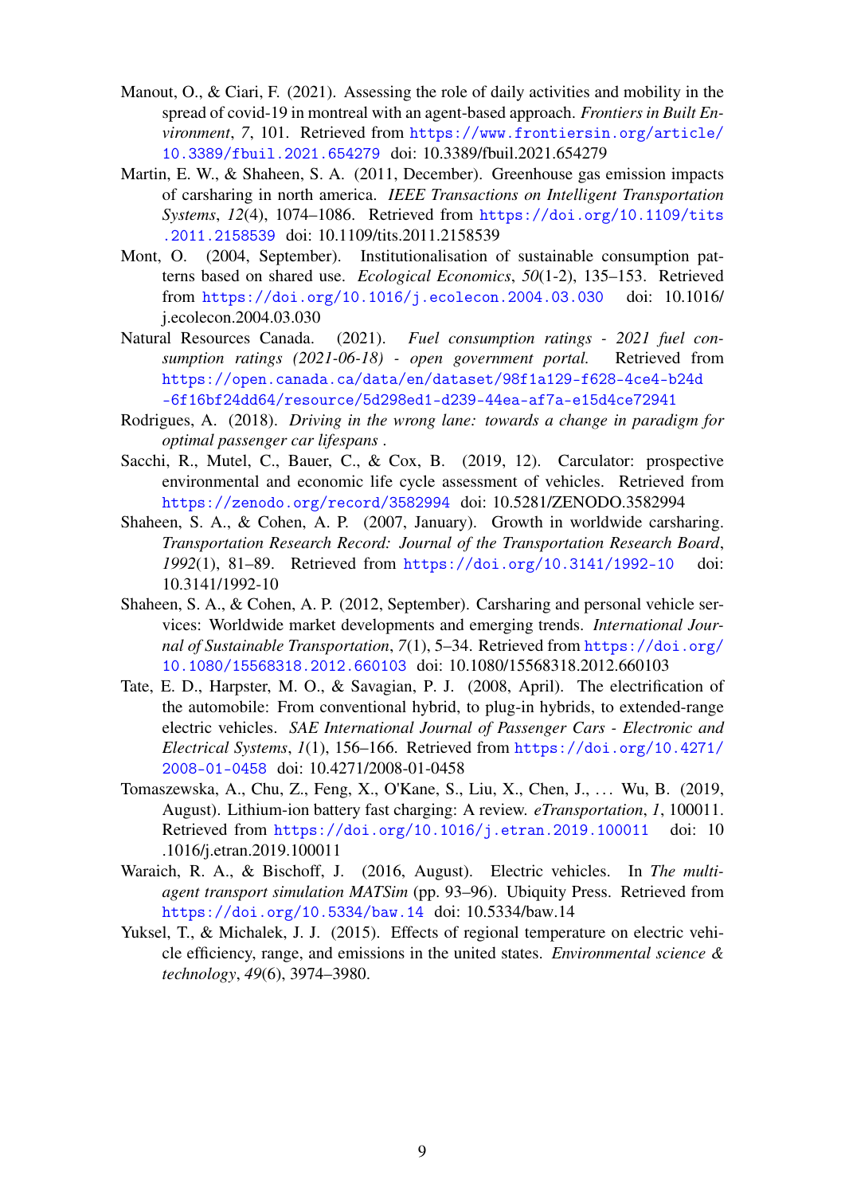Manout, O., & Ciari, F. (2021). Assessing the role of daily activities and mobility in the spread of covid-19 in montreal with an agent-based approach. *Frontiers in Built Environment*, *7*, 101. Retrieved from https://www.frontiersin.org/article/10.3389/fbuil.2021.654279 doi: 10.3389/fbuil.2021.654279

Martin, E. W., & Shaheen, S. A. (2011, December). Greenhouse gas emission impacts of carsharing in north america. *IEEE Transactions on Intelligent Transportation Systems*, *12*(4), 1074–1086. Retrieved from https://doi.org/10.1109/tits.2011.2158539 doi: 10.1109/tits.2011.2158539

Mont, O. (2004, September). Institutionalisation of sustainable consumption patterns based on shared use. *Ecological Economics*, *50*(1-2), 135–153. Retrieved from https://doi.org/10.1016/j.ecolecon.2004.03.030 doi: 10.1016/j.ecolecon.2004.03.030

Natural Resources Canada. (2021). *Fuel consumption ratings - 2021 fuel consumption ratings (2021-06-18) - open government portal.* Retrieved from https://open.canada.ca/data/en/dataset/98f1a129-f628-4ce4-b24d-6f16bf24dd64/resource/5d298ed1-d239-44ea-af7a-e15d4ce72941

Rodrigues, A. (2018). *Driving in the wrong lane: towards a change in paradigm for optimal passenger car lifespans* .

Sacchi, R., Mutel, C., Bauer, C., & Cox, B. (2019, 12). Carculator: prospective environmental and economic life cycle assessment of vehicles. Retrieved from https://zenodo.org/record/3582994 doi: 10.5281/ZENODO.3582994

Shaheen, S. A., & Cohen, A. P. (2007, January). Growth in worldwide carsharing. *Transportation Research Record: Journal of the Transportation Research Board*, *1992*(1), 81–89. Retrieved from https://doi.org/10.3141/1992-10 doi: 10.3141/1992-10

Shaheen, S. A., & Cohen, A. P. (2012, September). Carsharing and personal vehicle services: Worldwide market developments and emerging trends. *International Journal of Sustainable Transportation*, *7*(1), 5–34. Retrieved from https://doi.org/10.1080/15568318.2012.660103 doi: 10.1080/15568318.2012.660103

Tate, E. D., Harpster, M. O., & Savagian, P. J. (2008, April). The electrification of the automobile: From conventional hybrid, to plug-in hybrids, to extended-range electric vehicles. *SAE International Journal of Passenger Cars - Electronic and Electrical Systems*, *1*(1), 156–166. Retrieved from https://doi.org/10.4271/2008-01-0458 doi: 10.4271/2008-01-0458

Tomaszewska, A., Chu, Z., Feng, X., O'Kane, S., Liu, X., Chen, J., ... Wu, B. (2019, August). Lithium-ion battery fast charging: A review. *eTransportation*, *1*, 100011. Retrieved from https://doi.org/10.1016/j.etran.2019.100011 doi: 10.1016/j.etran.2019.100011

Waraich, R. A., & Bischoff, J. (2016, August). Electric vehicles. In *The multi-agent transport simulation MATSim* (pp. 93–96). Ubiquity Press. Retrieved from https://doi.org/10.5334/baw.14 doi: 10.5334/baw.14

Yuksel, T., & Michalek, J. J. (2015). Effects of regional temperature on electric vehicle efficiency, range, and emissions in the united states. *Environmental science & technology*, *49*(6), 3974–3980.